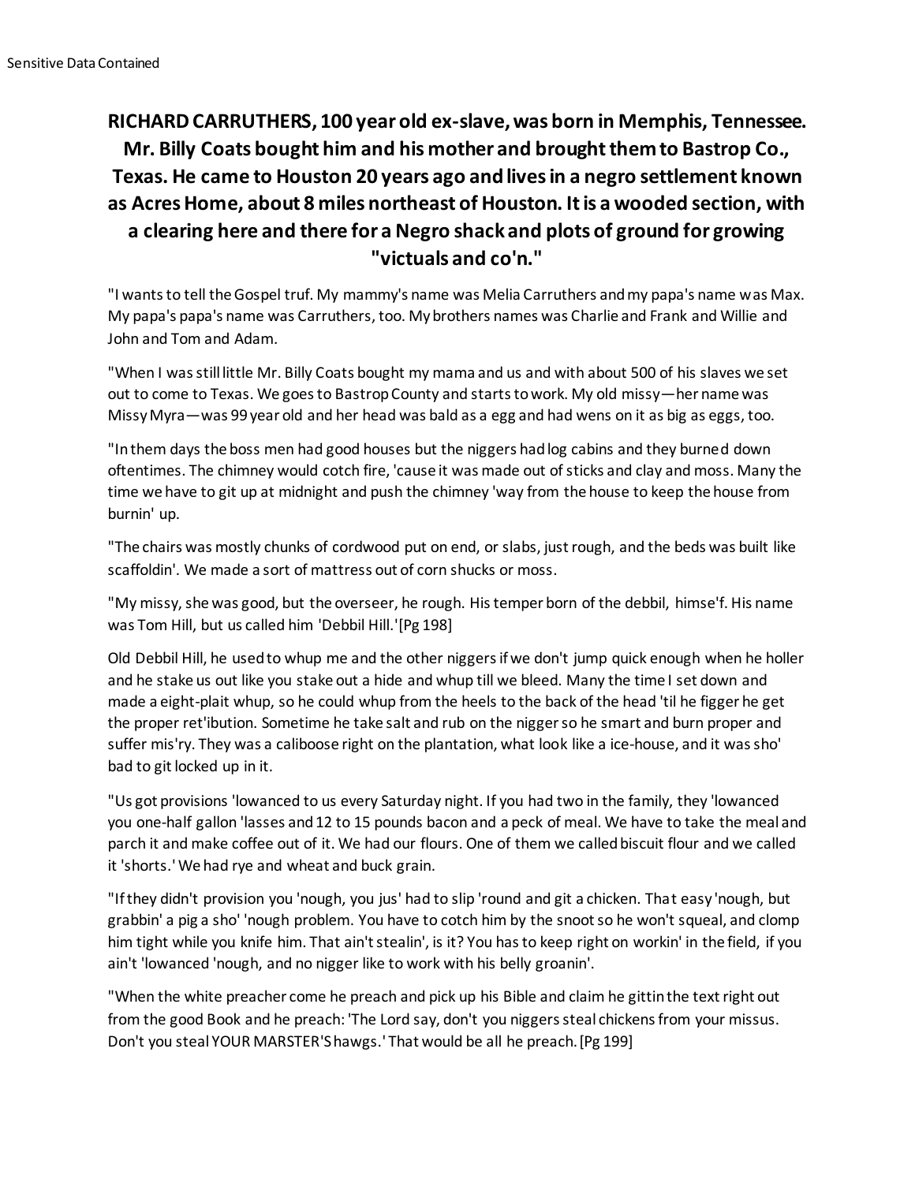Sensitive Data Contained

**RICHARD CARRUTHERS, 100 year old ex-slave, was born in Memphis, Tennessee. Mr. Billy Coats bought him and his mother and brought them to Bastrop Co., Texas. He came to Houston 20 years ago and lives in a negro settlement known as Acres Home, about 8 miles northeast of Houston. It is a wooded section, with a clearing here and there for a Negro shack and plots of ground for growing "victuals and co'n."**

"I wants to tell the Gospel truf. My mammy's name was Melia Carruthers and my papa's name was Max. My papa's papa's name was Carruthers, too. My brothers names was Charlie and Frank and Willie and John and Tom and Adam.

"When I was still little Mr. Billy Coats bought my mama and us and with about 500 of his slaves we set out to come to Texas. We goes to Bastrop County and starts to work. My old missy—her name was Missy Myra—was 99 year old and her head was bald as a egg and had wens on it as big as eggs, too.

"In them days the boss men had good houses but the niggers had log cabins and they burned down oftentimes. The chimney would cotch fire, 'cause it was made out of sticks and clay and moss. Many the time we have to git up at midnight and push the chimney 'way from the house to keep the house from burnin' up.

"The chairs was mostly chunks of cordwood put on end, or slabs, just rough, and the beds was built like scaffoldin'. We made a sort of mattress out of corn shucks or moss.

"My missy, she was good, but the overseer, he rough. His temper born of the debbil, himse'f. His name was Tom Hill, but us called him 'Debbil Hill.'[Pg 198]

Old Debbil Hill, he used to whup me and the other niggers if we don't jump quick enough when he holler and he stake us out like you stake out a hide and whup till we bleed. Many the time I set down and made a eight-plait whup, so he could whup from the heels to the back of the head 'til he figger he get the proper ret'ibution. Sometime he take salt and rub on the nigger so he smart and burn proper and suffer mis'ry. They was a caliboose right on the plantation, what look like a ice-house, and it was sho' bad to git locked up in it.

"Us got provisions 'lowanced to us every Saturday night. If you had two in the family, they 'lowanced you one-half gallon 'lasses and 12 to 15 pounds bacon and a peck of meal. We have to take the meal and parch it and make coffee out of it. We had our flours. One of them we called biscuit flour and we called it 'shorts.' We had rye and wheat and buck grain.

"If they didn't provision you 'nough, you jus' had to slip 'round and git a chicken. That easy 'nough, but grabbin' a pig a sho' 'nough problem. You have to cotch him by the snoot so he won't squeal, and clomp him tight while you knife him. That ain't stealin', is it? You has to keep right on workin' in the field, if you ain't 'lowanced 'nough, and no nigger like to work with his belly groanin'.

"When the white preacher come he preach and pick up his Bible and claim he gittin the text right out from the good Book and he preach: 'The Lord say, don't you niggers steal chickens from your missus. Don't you steal YOUR MARSTER'S hawgs.' That would be all he preach. [Pg 199]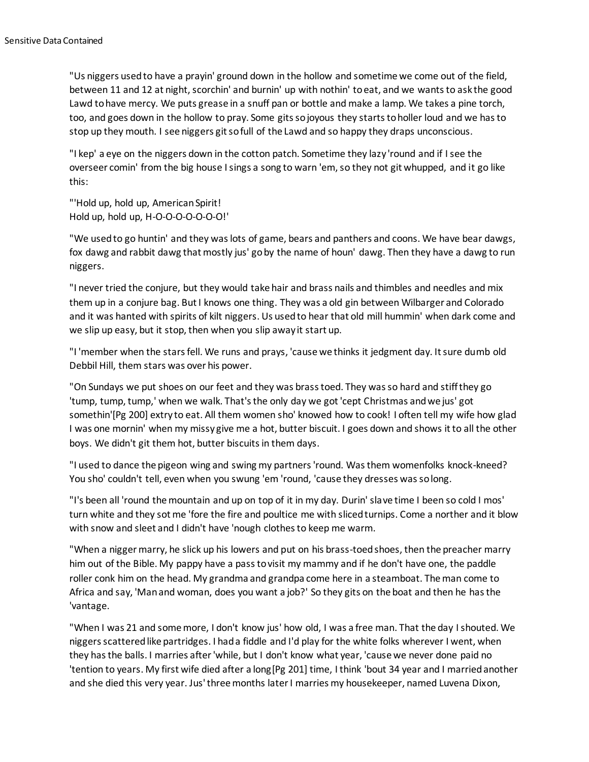"Us niggers used to have a prayin' ground down in the hollow and sometime we come out of the field, between 11 and 12 at night, scorchin' and burnin' up with nothin' to eat, and we wants to ask the good Lawd to have mercy. We puts grease in a snuff pan or bottle and make a lamp. We takes a pine torch, too, and goes down in the hollow to pray. Some gits so joyous they starts to holler loud and we has to stop up they mouth. I see niggers git so full of the Lawd and so happy they draps unconscious.

"I kep' a eye on the niggers down in the cotton patch. Sometime they lazy 'round and if I see the overseer comin' from the big house I sings a song to warn 'em, so they not git whupped, and it go like this:

"'Hold up, hold up, American Spirit!
Hold up, hold up, H-O-O-O-O-O-O-O!'

"We used to go huntin' and they was lots of game, bears and panthers and coons. We have bear dawgs, fox dawg and rabbit dawg that mostly jus' go by the name of houn' dawg. Then they have a dawg to run niggers.

"I never tried the conjure, but they would take hair and brass nails and thimbles and needles and mix them up in a conjure bag. But I knows one thing. They was a old gin between Wilbarger and Colorado and it was hanted with spirits of kilt niggers. Us used to hear that old mill hummin' when dark come and we slip up easy, but it stop, then when you slip away it start up.

"I 'member when the stars fell. We runs and prays, 'cause we thinks it jedgment day. It sure dumb old Debbil Hill, them stars was over his power.

"On Sundays we put shoes on our feet and they was brass toed. They was so hard and stiff they go 'tump, tump, tump,' when we walk. That's the only day we got 'cept Christmas and we jus' got somethin'[Pg 200] extry to eat. All them women sho' knowed how to cook! I often tell my wife how glad I was one mornin' when my missy give me a hot, butter biscuit. I goes down and shows it to all the other boys. We didn't git them hot, butter biscuits in them days.

"I used to dance the pigeon wing and swing my partners 'round. Was them womenfolks knock-kneed? You sho' couldn't tell, even when you swung 'em 'round, 'cause they dresses was so long.

"I's been all 'round the mountain and up on top of it in my day. Durin' slave time I been so cold I mos' turn white and they sot me 'fore the fire and poultice me with sliced turnips. Come a norther and it blow with snow and sleet and I didn't have 'nough clothes to keep me warm.

"When a nigger marry, he slick up his lowers and put on his brass-toed shoes, then the preacher marry him out of the Bible. My pappy have a pass to visit my mammy and if he don't have one, the paddle roller conk him on the head. My grandma and grandpa come here in a steamboat. The man come to Africa and say, 'Man and woman, does you want a job?' So they gits on the boat and then he has the 'vantage.

"When I was 21 and some more, I don't know jus' how old, I was a free man. That the day I shouted. We niggers scattered like partridges. I had a fiddle and I'd play for the white folks wherever I went, when they has the balls. I marries after 'while, but I don't know what year, 'cause we never done paid no 'tention to years. My first wife died after a long[Pg 201] time, I think 'bout 34 year and I married another and she died this very year. Jus' three months later I marries my housekeeper, named Luvena Dixon,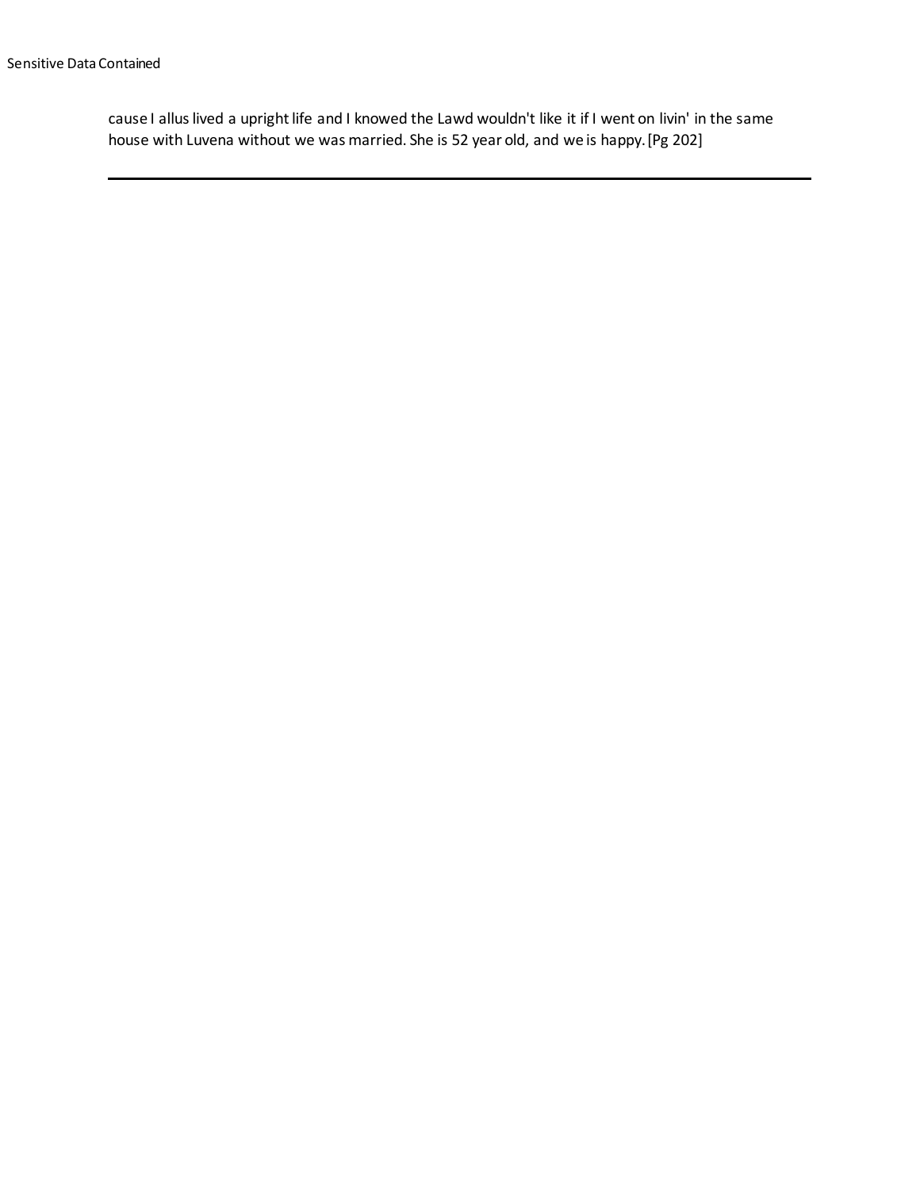cause I allus lived a upright life and I knowed the Lawd wouldn't like it if I went on livin' in the same house with Luvena without we was married. She is 52 year old, and we is happy. [Pg 202]

---